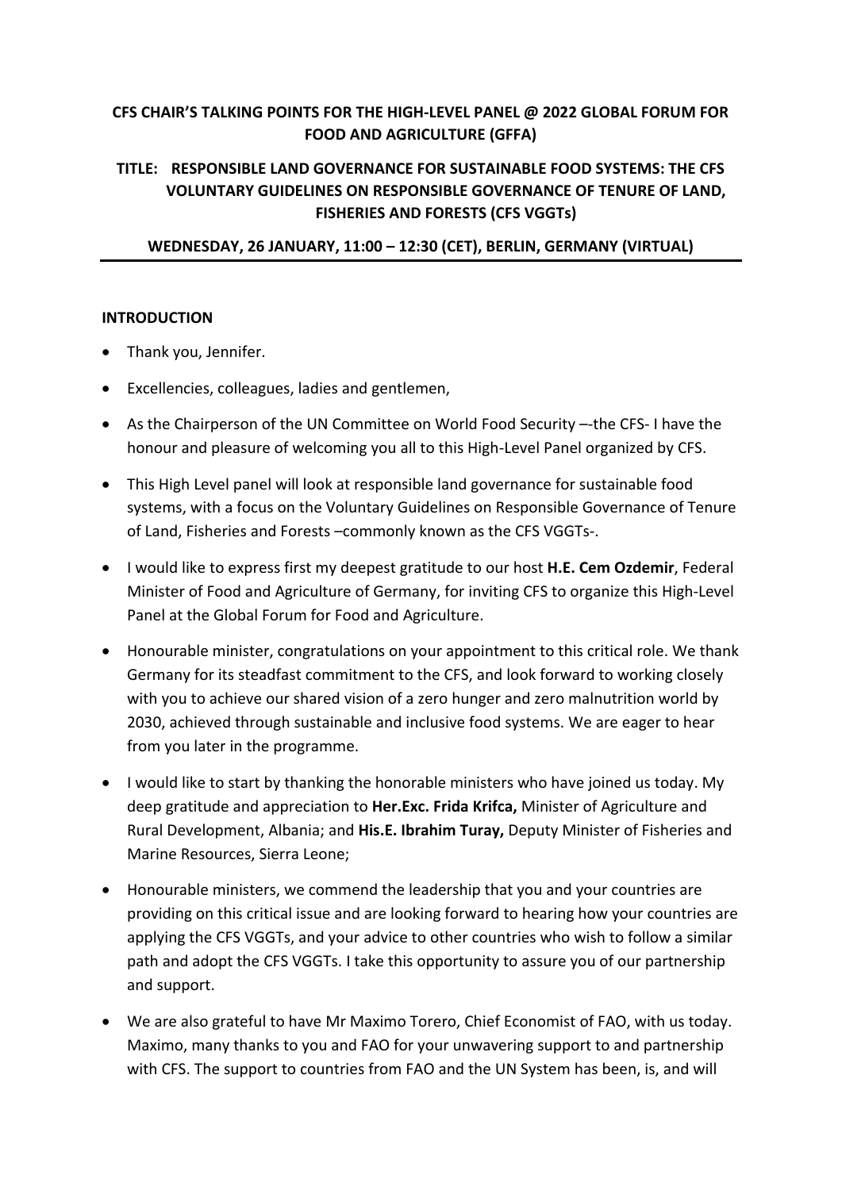**CFS CHAIR'S TALKING POINTS FOR THE HIGH-LEVEL PANEL @ 2022 GLOBAL FORUM FOR FOOD AND AGRICULTURE (GFFA)**

**TITLE: RESPONSIBLE LAND GOVERNANCE FOR SUSTAINABLE FOOD SYSTEMS: THE CFS VOLUNTARY GUIDELINES ON RESPONSIBLE GOVERNANCE OF TENURE OF LAND, FISHERIES AND FORESTS (CFS VGGTs)**

**WEDNESDAY, 26 JANUARY, 11:00 – 12:30 (CET), BERLIN, GERMANY (VIRTUAL)**

## INTRODUCTION

- Thank you, Jennifer.
- Excellencies, colleagues, ladies and gentlemen,
- As the Chairperson of the UN Committee on World Food Security –-the CFS- I have the honour and pleasure of welcoming you all to this High-Level Panel organized by CFS.
- This High Level panel will look at responsible land governance for sustainable food systems, with a focus on the Voluntary Guidelines on Responsible Governance of Tenure of Land, Fisheries and Forests –commonly known as the CFS VGGTs-.
- I would like to express first my deepest gratitude to our host **H.E. Cem Ozdemir**, Federal Minister of Food and Agriculture of Germany, for inviting CFS to organize this High-Level Panel at the Global Forum for Food and Agriculture.
- Honourable minister, congratulations on your appointment to this critical role. We thank Germany for its steadfast commitment to the CFS, and look forward to working closely with you to achieve our shared vision of a zero hunger and zero malnutrition world by 2030, achieved through sustainable and inclusive food systems. We are eager to hear from you later in the programme.
- I would like to start by thanking the honorable ministers who have joined us today. My deep gratitude and appreciation to **Her.Exc. Frida Krifca,** Minister of Agriculture and Rural Development, Albania; and **His.E. Ibrahim Turay,** Deputy Minister of Fisheries and Marine Resources, Sierra Leone;
- Honourable ministers, we commend the leadership that you and your countries are providing on this critical issue and are looking forward to hearing how your countries are applying the CFS VGGTs, and your advice to other countries who wish to follow a similar path and adopt the CFS VGGTs. I take this opportunity to assure you of our partnership and support.
- We are also grateful to have Mr Maximo Torero, Chief Economist of FAO, with us today. Maximo, many thanks to you and FAO for your unwavering support to and partnership with CFS. The support to countries from FAO and the UN System has been, is, and will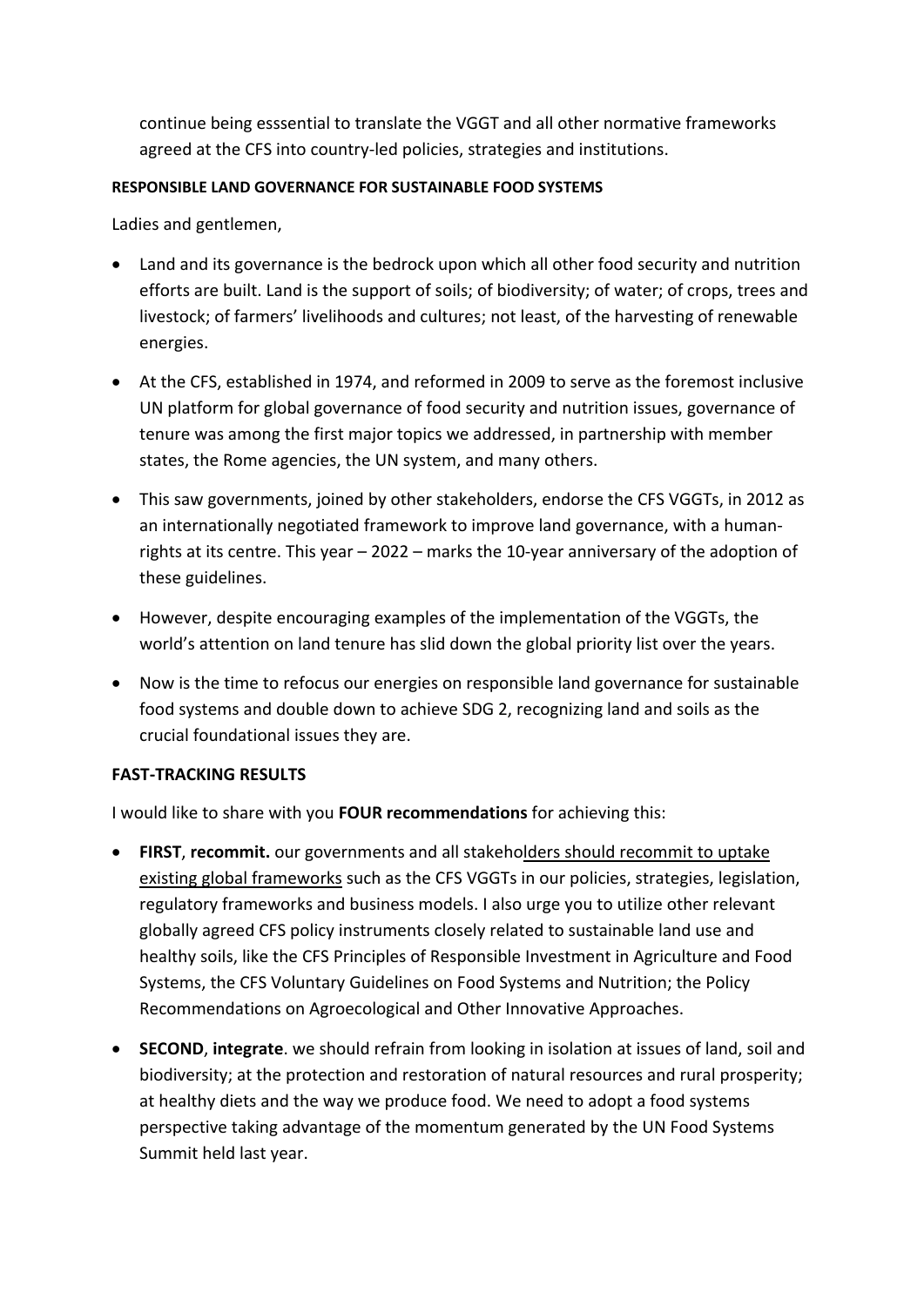continue being esssential to translate the VGGT and all other normative frameworks agreed at the CFS into country-led policies, strategies and institutions.

**RESPONSIBLE LAND GOVERNANCE FOR SUSTAINABLE FOOD SYSTEMS**

Ladies and gentlemen,

- Land and its governance is the bedrock upon which all other food security and nutrition efforts are built. Land is the support of soils; of biodiversity; of water; of crops, trees and livestock; of farmers' livelihoods and cultures; not least, of the harvesting of renewable energies.
- At the CFS, established in 1974, and reformed in 2009 to serve as the foremost inclusive UN platform for global governance of food security and nutrition issues, governance of tenure was among the first major topics we addressed, in partnership with member states, the Rome agencies, the UN system, and many others.
- This saw governments, joined by other stakeholders, endorse the CFS VGGTs, in 2012 as an internationally negotiated framework to improve land governance, with a human-rights at its centre. This year – 2022 – marks the 10-year anniversary of the adoption of these guidelines.
- However, despite encouraging examples of the implementation of the VGGTs, the world's attention on land tenure has slid down the global priority list over the years.
- Now is the time to refocus our energies on responsible land governance for sustainable food systems and double down to achieve SDG 2, recognizing land and soils as the crucial foundational issues they are.

**FAST-TRACKING RESULTS**

I would like to share with you **FOUR recommendations** for achieving this:

- **FIRST**, **recommit.** our governments and all stakeholders should recommit to uptake existing global frameworks such as the CFS VGGTs in our policies, strategies, legislation, regulatory frameworks and business models. I also urge you to utilize other relevant globally agreed CFS policy instruments closely related to sustainable land use and healthy soils, like the CFS Principles of Responsible Investment in Agriculture and Food Systems, the CFS Voluntary Guidelines on Food Systems and Nutrition; the Policy Recommendations on Agroecological and Other Innovative Approaches.
- **SECOND**, **integrate**. we should refrain from looking in isolation at issues of land, soil and biodiversity; at the protection and restoration of natural resources and rural prosperity; at healthy diets and the way we produce food. We need to adopt a food systems perspective taking advantage of the momentum generated by the UN Food Systems Summit held last year.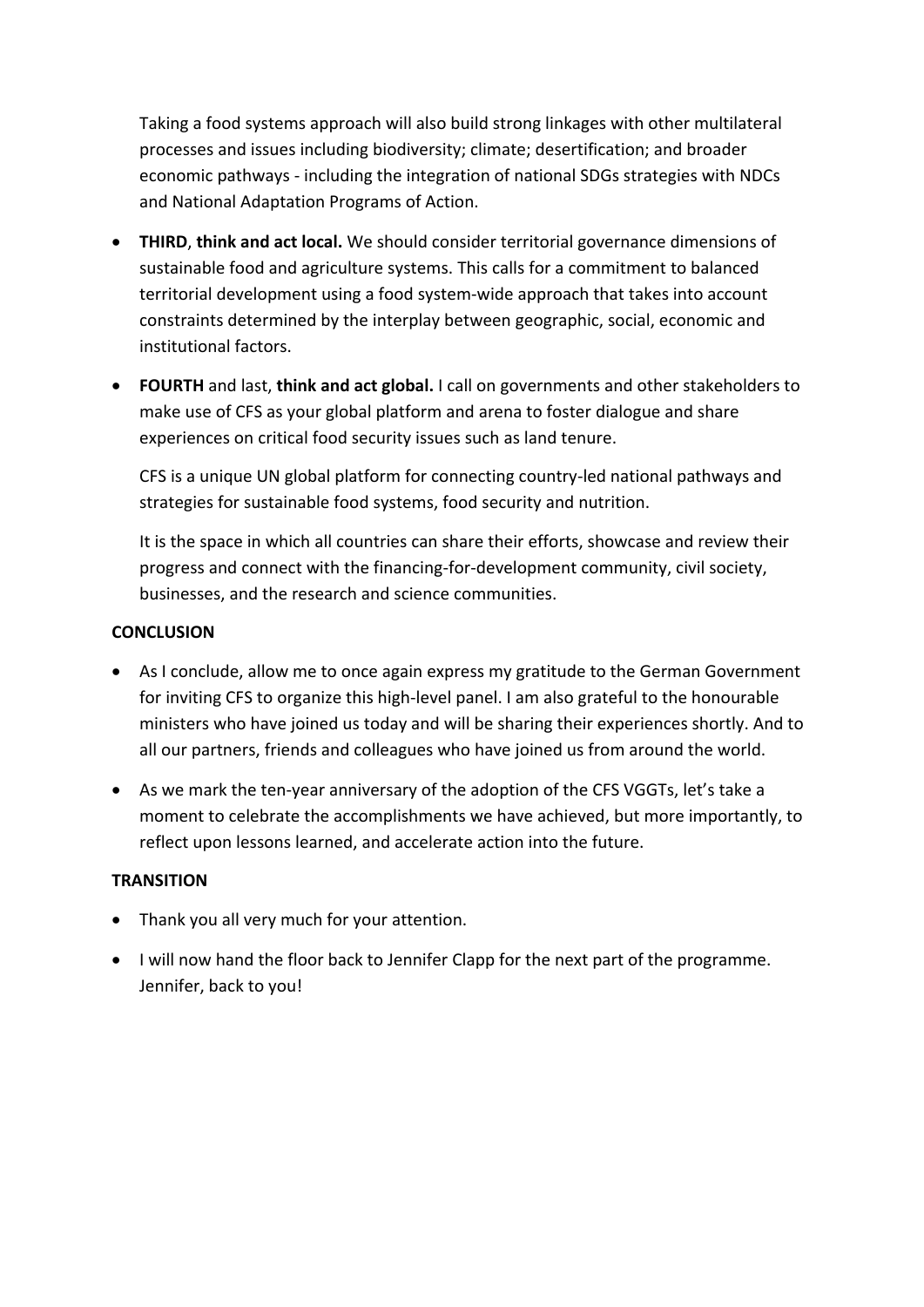Taking a food systems approach will also build strong linkages with other multilateral processes and issues including biodiversity; climate; desertification; and broader economic pathways - including the integration of national SDGs strategies with NDCs and National Adaptation Programs of Action.

- **THIRD**, **think and act local.** We should consider territorial governance dimensions of sustainable food and agriculture systems. This calls for a commitment to balanced territorial development using a food system-wide approach that takes into account constraints determined by the interplay between geographic, social, economic and institutional factors.
- **FOURTH** and last, **think and act global.** I call on governments and other stakeholders to make use of CFS as your global platform and arena to foster dialogue and share experiences on critical food security issues such as land tenure.

  CFS is a unique UN global platform for connecting country-led national pathways and strategies for sustainable food systems, food security and nutrition.

  It is the space in which all countries can share their efforts, showcase and review their progress and connect with the financing-for-development community, civil society, businesses, and the research and science communities.

**CONCLUSION**

- As I conclude, allow me to once again express my gratitude to the German Government for inviting CFS to organize this high-level panel. I am also grateful to the honourable ministers who have joined us today and will be sharing their experiences shortly. And to all our partners, friends and colleagues who have joined us from around the world.
- As we mark the ten-year anniversary of the adoption of the CFS VGGTs, let's take a moment to celebrate the accomplishments we have achieved, but more importantly, to reflect upon lessons learned, and accelerate action into the future.

**TRANSITION**

- Thank you all very much for your attention.
- I will now hand the floor back to Jennifer Clapp for the next part of the programme. Jennifer, back to you!